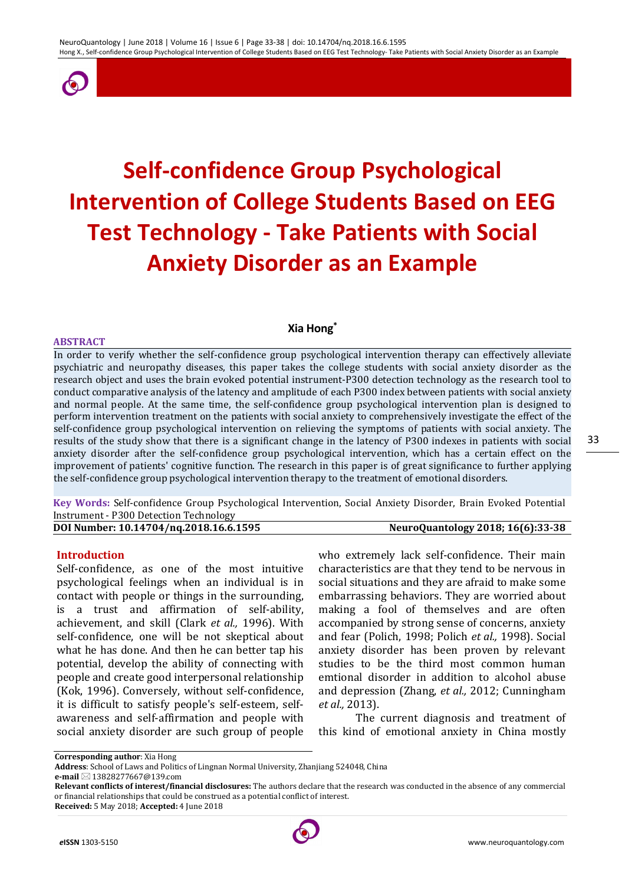# Self-confidence Group Psychological Intervention of College Students Based on EEG Test Technology - Take Patients with Social Anxiety Disorder as an Example

**Xia Hong***

**ABSTRACT**

In order to verify whether the self-confidence group psychological intervention therapy can effectively alleviate psychiatric and neuropathy diseases, this paper takes the college students with social anxiety disorder as the research object and uses the brain evoked potential instrument-P300 detection technology as the research tool to conduct comparative analysis of the latency and amplitude of each P300 index between patients with social anxiety and normal people. At the same time, the self-confidence group psychological intervention plan is designed to perform intervention treatment on the patients with social anxiety to comprehensively investigate the effect of the self-confidence group psychological intervention on relieving the symptoms of patients with social anxiety. The results of the study show that there is a significant change in the latency of P300 indexes in patients with social anxiety disorder after the self-confidence group psychological intervention, which has a certain effect on the improvement of patients' cognitive function. The research in this paper is of great significance to further applying the self-confidence group psychological intervention therapy to the treatment of emotional disorders.

**Key Words:** Self-confidence Group Psychological Intervention, Social Anxiety Disorder, Brain Evoked Potential Instrument - P300 Detection Technology

**DOI Number: 10.14704/nq.2018.16.6.1595** **NeuroQuantology 2018; 16(6):33-38**

## Introduction

Self-confidence, as one of the most intuitive psychological feelings when an individual is in contact with people or things in the surrounding, is a trust and affirmation of self-ability, achievement, and skill (Clark *et al.,* 1996). With self-confidence, one will be not skeptical about what he has done. And then he can better tap his potential, develop the ability of connecting with people and create good interpersonal relationship (Kok, 1996). Conversely, without self-confidence, it is difficult to satisfy people's self-esteem, self-awareness and self-affirmation and people with social anxiety disorder are such group of people who extremely lack self-confidence. Their main characteristics are that they tend to be nervous in social situations and they are afraid to make some embarrassing behaviors. They are worried about making a fool of themselves and are often accompanied by strong sense of concerns, anxiety and fear (Polich, 1998; Polich *et al.,* 1998). Social anxiety disorder has been proven by relevant studies to be the third most common human emtional disorder in addition to alcohol abuse and depression (Zhang, *et al.,* 2012; Cunningham *et al.,* 2013).

The current diagnosis and treatment of this kind of emotional anxiety in China mostly

---

**Corresponding author**: Xia Hong

**Address**: School of Laws and Politics of Lingnan Normal University, Zhanjiang 524048, China

**e-mail** ✉ 13828277667@139.com

**Relevant conflicts of interest/financial disclosures:** The authors declare that the research was conducted in the absence of any commercial or financial relationships that could be construed as a potential conflict of interest.

**Received:** 5 May 2018; **Accepted:** 4 June 2018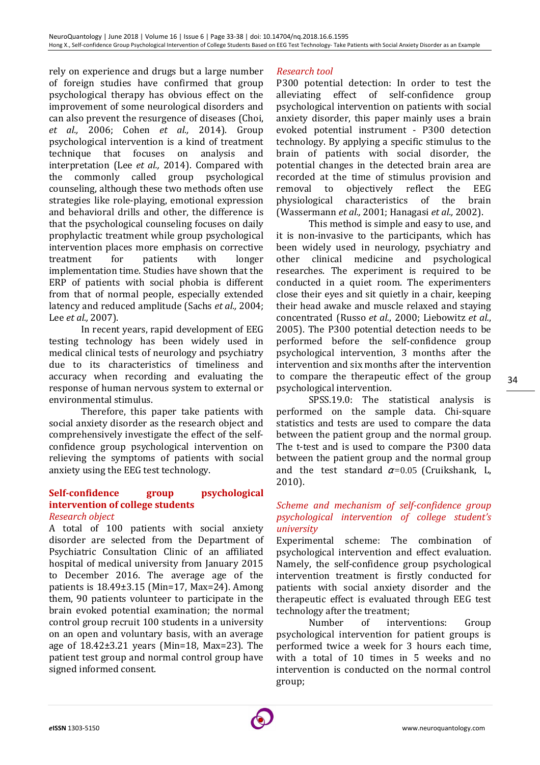rely on experience and drugs but a large number of foreign studies have confirmed that group psychological therapy has obvious effect on the improvement of some neurological disorders and can also prevent the resurgence of diseases (Choi, *et al.,* 2006; Cohen *et al.,* 2014). Group psychological intervention is a kind of treatment technique that focuses on analysis and interpretation (Lee *et al.,* 2014). Compared with the commonly called group psychological counseling, although these two methods often use strategies like role-playing, emotional expression and behavioral drills and other, the difference is that the psychological counseling focuses on daily prophylactic treatment while group psychological intervention places more emphasis on corrective treatment for patients with longer implementation time. Studies have shown that the ERP of patients with social phobia is different from that of normal people, especially extended latency and reduced amplitude (Sachs *et al.,* 2004; Lee *et al.,* 2007).

In recent years, rapid development of EEG testing technology has been widely used in medical clinical tests of neurology and psychiatry due to its characteristics of timeliness and accuracy when recording and evaluating the response of human nervous system to external or environmental stimulus.

Therefore, this paper take patients with social anxiety disorder as the research object and comprehensively investigate the effect of the self-confidence group psychological intervention on relieving the symptoms of patients with social anxiety using the EEG test technology.

## Self-confidence group psychological intervention of college students

### *Research object*

A total of 100 patients with social anxiety disorder are selected from the Department of Psychiatric Consultation Clinic of an affiliated hospital of medical university from January 2015 to December 2016. The average age of the patients is 18.49±3.15 (Min=17, Max=24). Among them, 90 patients volunteer to participate in the brain evoked potential examination; the normal control group recruit 100 students in a university on an open and voluntary basis, with an average age of 18.42±3.21 years (Min=18, Max=23). The patient test group and normal control group have signed informed consent.

### *Research tool*

P300 potential detection: In order to test the alleviating effect of self-confidence group psychological intervention on patients with social anxiety disorder, this paper mainly uses a brain evoked potential instrument - P300 detection technology. By applying a specific stimulus to the brain of patients with social disorder, the potential changes in the detected brain area are recorded at the time of stimulus provision and removal to objectively reflect the EEG physiological characteristics of the brain (Wassermann *et al.,* 2001; Hanagasi *et al.,* 2002).

This method is simple and easy to use, and it is non-invasive to the participants, which has been widely used in neurology, psychiatry and other clinical medicine and psychological researches. The experiment is required to be conducted in a quiet room. The experimenters close their eyes and sit quietly in a chair, keeping their head awake and muscle relaxed and staying concentrated (Russo *et al.,* 2000; Liebowitz *et al.,* 2005). The P300 potential detection needs to be performed before the self-confidence group psychological intervention, 3 months after the intervention and six months after the intervention to compare the therapeutic effect of the group psychological intervention.

SPSS.19.0: The statistical analysis is performed on the sample data. Chi-square statistics and tests are used to compare the data between the patient group and the normal group. The t-test and is used to compare the P300 data between the patient group and the normal group and the test standard $\alpha$=0.05 (Cruikshank, L, 2010).

### *Scheme and mechanism of self-confidence group psychological intervention of college student's university*

Experimental scheme: The combination of psychological intervention and effect evaluation. Namely, the self-confidence group psychological intervention treatment is firstly conducted for patients with social anxiety disorder and the therapeutic effect is evaluated through EEG test technology after the treatment;

Number of interventions: Group psychological intervention for patient groups is performed twice a week for 3 hours each time, with a total of 10 times in 5 weeks and no intervention is conducted on the normal control group;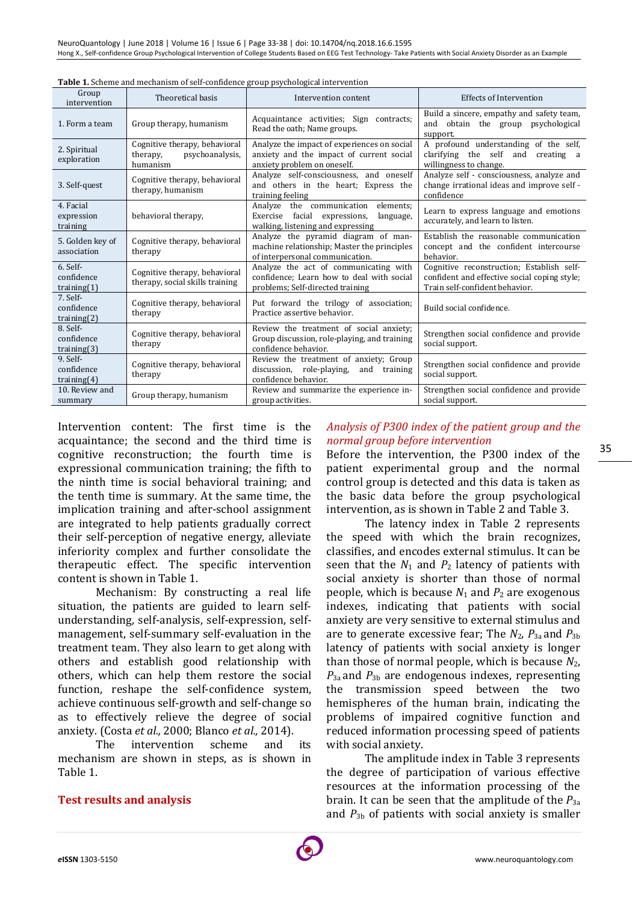**Table 1.** Scheme and mechanism of self-confidence group psychological intervention

| Group intervention | Theoretical basis | Intervention content | Effects of Intervention |
|---|---|---|---|
| 1. Form a team | Group therapy, humanism | Acquaintance activities; Sign contracts; Read the oath; Name groups. | Build a sincere, empathy and safety team, and obtain the group psychological support. |
| 2. Spiritual exploration | Cognitive therapy, behavioral therapy, psychoanalysis, humanism | Analyze the impact of experiences on social anxiety and the impact of current social anxiety problem on oneself. | A profound understanding of the self, clarifying the self and creating a willingness to change. |
| 3. Self-quest | Cognitive therapy, behavioral therapy, humanism | Analyze self-consciousness, and oneself and others in the heart; Express the training feeling | Analyze self - consciousness, analyze and change irrational ideas and improve self - confidence |
| 4. Facial expression training | behavioral therapy, | Analyze the communication elements; Exercise facial expressions, language, walking, listening and expressing | Learn to express language and emotions accurately, and learn to listen. |
| 5. Golden key of association | Cognitive therapy, behavioral therapy | Analyze the pyramid diagram of man-machine relationship; Master the principles of interpersonal communication. | Establish the reasonable communication concept and the confident intercourse behavior. |
| 6. Self-confidence training(1) | Cognitive therapy, behavioral therapy, social skills training | Analyze the act of communicating with confidence; Learn how to deal with social problems; Self-directed training | Cognitive reconstruction; Establish self-confident and effective social coping style; Train self-confident behavior. |
| 7. Self-confidence training(2) | Cognitive therapy, behavioral therapy | Put forward the trilogy of association; Practice assertive behavior. | Build social confidence. |
| 8. Self-confidence training(3) | Cognitive therapy, behavioral therapy | Review the treatment of social anxiety; Group discussion, role-playing, and training confidence behavior. | Strengthen social confidence and provide social support. |
| 9. Self-confidence training(4) | Cognitive therapy, behavioral therapy | Review the treatment of anxiety; Group discussion, role-playing, and training confidence behavior. | Strengthen social confidence and provide social support. |
| 10. Review and summary | Group therapy, humanism | Review and summarize the experience in-group activities. | Strengthen social confidence and provide social support. |

Intervention content: The first time is the acquaintance; the second and the third time is cognitive reconstruction; the fourth time is expressional communication training; the fifth to the ninth time is social behavioral training; and the tenth time is summary. At the same time, the implication training and after-school assignment are integrated to help patients gradually correct their self-perception of negative energy, alleviate inferiority complex and further consolidate the therapeutic effect. The specific intervention content is shown in Table 1.

Mechanism: By constructing a real life situation, the patients are guided to learn self-understanding, self-analysis, self-expression, self-management, self-summary self-evaluation in the treatment team. They also learn to get along with others and establish good relationship with others, which can help them restore the social function, reshape the self-confidence system, achieve continuous self-growth and self-change so as to effectively relieve the degree of social anxiety. (Costa *et al.,* 2000; Blanco *et al.,* 2014).

The intervention scheme and its mechanism are shown in steps, as is shown in Table 1.

## Test results and analysis

### *Analysis of P300 index of the patient group and the normal group before intervention*

Before the intervention, the P300 index of the patient experimental group and the normal control group is detected and this data is taken as the basic data before the group psychological intervention, as is shown in Table 2 and Table 3.

The latency index in Table 2 represents the speed with which the brain recognizes, classifies, and encodes external stimulus. It can be seen that the $N_1$ and $P_2$ latency of patients with social anxiety is shorter than those of normal people, which is because $N_1$ and $P_2$ are exogenous indexes, indicating that patients with social anxiety are very sensitive to external stimulus and are to generate excessive fear; The $N_2$, $P_{3a}$ and $P_{3b}$ latency of patients with social anxiety is longer than those of normal people, which is because $N_2$, $P_{3a}$ and $P_{3b}$ are endogenous indexes, representing the transmission speed between the two hemispheres of the human brain, indicating the problems of impaired cognitive function and reduced information processing speed of patients with social anxiety.

The amplitude index in Table 3 represents the degree of participation of various effective resources at the information processing of the brain. It can be seen that the amplitude of the $P_{3a}$ and $P_{3b}$ of patients with social anxiety is smaller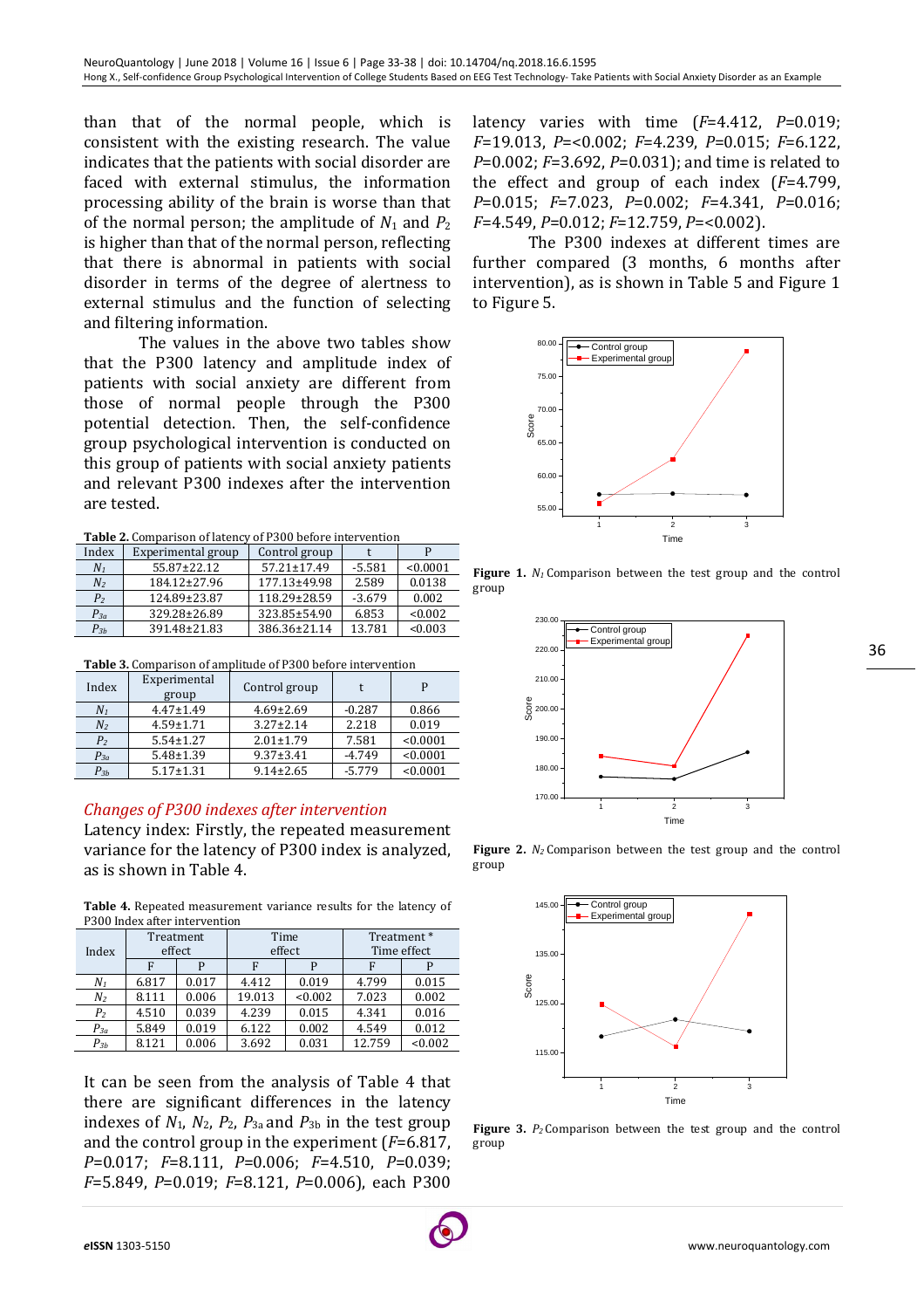than that of the normal people, which is consistent with the existing research. The value indicates that the patients with social disorder are faced with external stimulus, the information processing ability of the brain is worse than that of the normal person; the amplitude of $N_1$ and $P_2$ is higher than that of the normal person, reflecting that there is abnormal in patients with social disorder in terms of the degree of alertness to external stimulus and the function of selecting and filtering information.

The values in the above two tables show that the P300 latency and amplitude index of patients with social anxiety are different from those of normal people through the P300 potential detection. Then, the self-confidence group psychological intervention is conducted on this group of patients with social anxiety patients and relevant P300 indexes after the intervention are tested.

**Table 2.** Comparison of latency of P300 before intervention

| Index | Experimental group | Control group | t | P |
|---|---|---|---|---|
| $N_1$ | 55.87±22.12 | 57.21±17.49 | -5.581 | <0.0001 |
| $N_2$ | 184.12±27.96 | 177.13±49.98 | 2.589 | 0.0138 |
| $P_2$ | 124.89±23.87 | 118.29±28.59 | -3.679 | 0.002 |
| $P_{3a}$ | 329.28±26.89 | 323.85±54.90 | 6.853 | <0.002 |
| $P_{3b}$ | 391.48±21.83 | 386.36±21.14 | 13.781 | <0.003 |

**Table 3.** Comparison of amplitude of P300 before intervention

| Index | Experimental group | Control group | t | P |
|---|---|---|---|---|
| $N_1$ | 4.47±1.49 | 4.69±2.69 | -0.287 | 0.866 |
| $N_2$ | 4.59±1.71 | 3.27±2.14 | 2.218 | 0.019 |
| $P_2$ | 5.54±1.27 | 2.01±1.79 | 7.581 | <0.0001 |
| $P_{3a}$ | 5.48±1.39 | 9.37±3.41 | -4.749 | <0.0001 |
| $P_{3b}$ | 5.17±1.31 | 9.14±2.65 | -5.779 | <0.0001 |

### *Changes of P300 indexes after intervention*

Latency index: Firstly, the repeated measurement variance for the latency of P300 index is analyzed, as is shown in Table 4.

**Table 4.** Repeated measurement variance results for the latency of P300 Index after intervention

| Index | Treatment effect | | Time effect | | Treatment * Time effect | |
|---|---|---|---|---|---|---|
| | F | P | F | P | F | P |
| $N_1$ | 6.817 | 0.017 | 4.412 | 0.019 | 4.799 | 0.015 |
| $N_2$ | 8.111 | 0.006 | 19.013 | <0.002 | 7.023 | 0.002 |
| $P_2$ | 4.510 | 0.039 | 4.239 | 0.015 | 4.341 | 0.016 |
| $P_{3a}$ | 5.849 | 0.019 | 6.122 | 0.002 | 4.549 | 0.012 |
| $P_{3b}$ | 8.121 | 0.006 | 3.692 | 0.031 | 12.759 | <0.002 |

It can be seen from the analysis of Table 4 that there are significant differences in the latency indexes of $N_1$, $N_2$, $P_2$, $P_{3a}$ and $P_{3b}$ in the test group and the control group in the experiment ($F$=6.817, $P$=0.017; $F$=8.111, $P$=0.006; $F$=4.510, $P$=0.039; $F$=5.849, $P$=0.019; $F$=8.121, $P$=0.006), each P300 latency varies with time ($F$=4.412, $P$=0.019; $F$=19.013, $P$=<0.002; $F$=4.239, $P$=0.015; $F$=6.122, $P$=0.002; $F$=3.692, $P$=0.031); and time is related to the effect and group of each index ($F$=4.799, $P$=0.015; $F$=7.023, $P$=0.002; $F$=4.341, $P$=0.016; $F$=4.549, $P$=0.012; $F$=12.759, $P$=<0.002).

The P300 indexes at different times are further compared (3 months, 6 months after intervention), as is shown in Table 5 and Figure 1 to Figure 5.

Control group
Experimental group
80.00
75.00
70.00
65.00
60.00
55.00
Score
1
2
3
Time

**Figure 1.** $N_1$ Comparison between the test group and the control group

Control group
Experimental group
230.00
220.00
210.00
200.00
190.00
180.00
170.00
Score
1
2
3
Time

**Figure 2.** $N_2$ Comparison between the test group and the control group

Control group
Experimental group
145.00
135.00
125.00
115.00
Score
1
2
3
Time

**Figure 3.** $P_2$ Comparison between the test group and the control group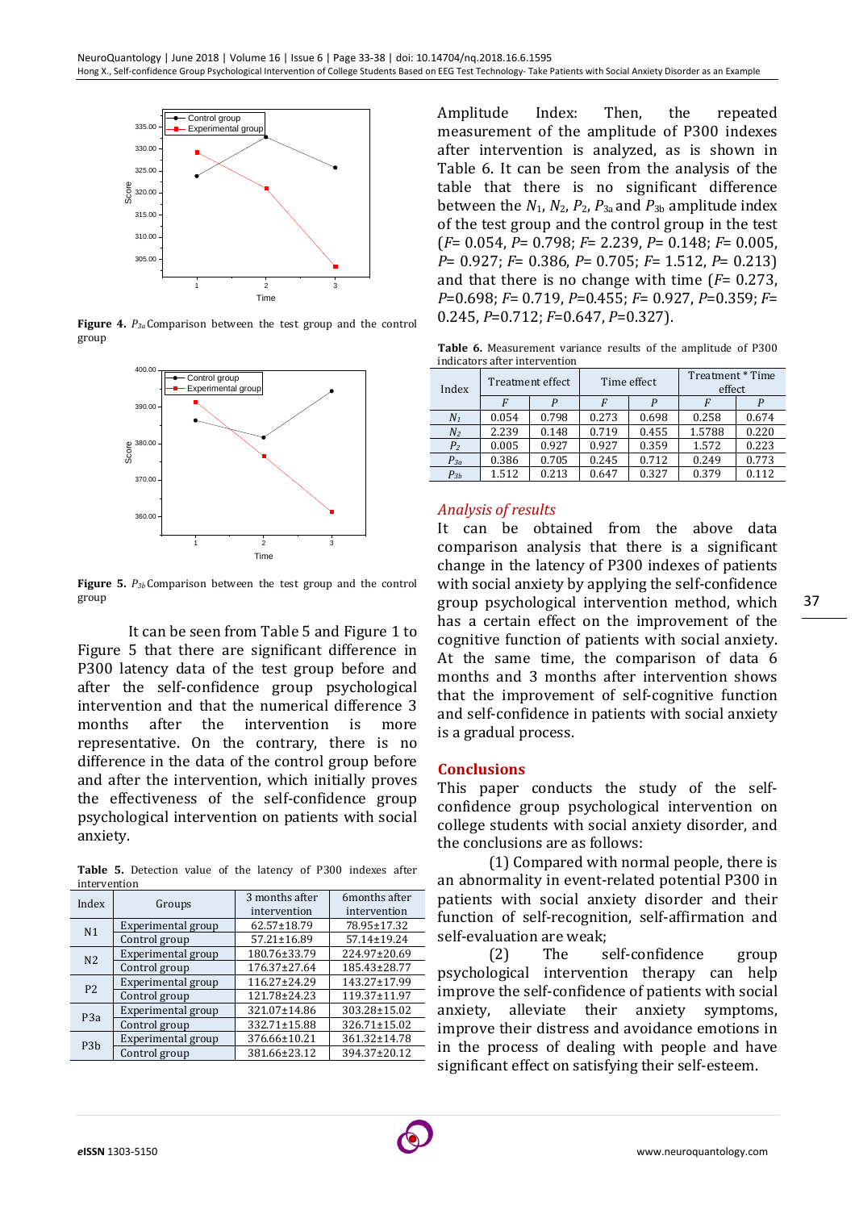Control group
Experimental group
Score
335.00
330.00
325.00
320.00
315.00
310.00
305.00
1
2
3
Time

**Figure 4.** $P_{3a}$ Comparison between the test group and the control group

Control group
Experimental group
Score
400.00
390.00
380.00
370.00
360.00
1
2
3
Time

**Figure 5.** $P_{3b}$ Comparison between the test group and the control group

It can be seen from Table 5 and Figure 1 to Figure 5 that there are significant difference in P300 latency data of the test group before and after the self-confidence group psychological intervention and that the numerical difference 3 months after the intervention is more representative. On the contrary, there is no difference in the data of the control group before and after the intervention, which initially proves the effectiveness of the self-confidence group psychological intervention on patients with social anxiety.

**Table 5.** Detection value of the latency of P300 indexes after intervention

| Index | Groups | 3 months after intervention | 6months after intervention |
|---|---|---|---|
| N1 | Experimental group | 62.57±18.79 | 78.95±17.32 |
| | Control group | 57.21±16.89 | 57.14±19.24 |
| N2 | Experimental group | 180.76±33.79 | 224.97±20.69 |
| | Control group | 176.37±27.64 | 185.43±28.77 |
| P2 | Experimental group | 116.27±24.29 | 143.27±17.99 |
| | Control group | 121.78±24.23 | 119.37±11.97 |
| P3a | Experimental group | 321.07±14.86 | 303.28±15.02 |
| | Control group | 332.71±15.88 | 326.71±15.02 |
| P3b | Experimental group | 376.66±10.21 | 361.32±14.78 |
| | Control group | 381.66±23.12 | 394.37±20.12 |

Amplitude Index: Then, the repeated measurement of the amplitude of P300 indexes after intervention is analyzed, as is shown in Table 6. It can be seen from the analysis of the table that there is no significant difference between the $N_1$, $N_2$, $P_2$, $P_{3a}$ and $P_{3b}$ amplitude index of the test group and the control group in the test ($F$= 0.054, $P$= 0.798; $F$= 2.239, $P$= 0.148; $F$= 0.005, $P$= 0.927; $F$= 0.386, $P$= 0.705; $F$= 1.512, $P$= 0.213) and that there is no change with time ($F$= 0.273, $P$=0.698; $F$= 0.719, $P$=0.455; $F$= 0.927, $P$=0.359; $F$= 0.245, $P$=0.712; $F$=0.647, $P$=0.327).

**Table 6.** Measurement variance results of the amplitude of P300 indicators after intervention

| Index | Treatment effect | | Time effect | | Treatment * Time effect | |
|---|---|---|---|---|---|---|
| | $F$ | $P$ | $F$ | $P$ | $F$ | $P$ |
| $N_1$ | 0.054 | 0.798 | 0.273 | 0.698 | 0.258 | 0.674 |
| $N_2$ | 2.239 | 0.148 | 0.719 | 0.455 | 1.5788 | 0.220 |
| $P_2$ | 0.005 | 0.927 | 0.927 | 0.359 | 1.572 | 0.223 |
| $P_{3a}$ | 0.386 | 0.705 | 0.245 | 0.712 | 0.249 | 0.773 |
| $P_{3b}$ | 1.512 | 0.213 | 0.647 | 0.327 | 0.379 | 0.112 |

### *Analysis of results*

It can be obtained from the above data comparison analysis that there is a significant change in the latency of P300 indexes of patients with social anxiety by applying the self-confidence group psychological intervention method, which has a certain effect on the improvement of the cognitive function of patients with social anxiety. At the same time, the comparison of data 6 months and 3 months after intervention shows that the improvement of self-cognitive function and self-confidence in patients with social anxiety is a gradual process.

## Conclusions

This paper conducts the study of the self-confidence group psychological intervention on college students with social anxiety disorder, and the conclusions are as follows:

(1) Compared with normal people, there is an abnormality in event-related potential P300 in patients with social anxiety disorder and their function of self-recognition, self-affirmation and self-evaluation are weak;

(2) The self-confidence group psychological intervention therapy can help improve the self-confidence of patients with social anxiety, alleviate their anxiety symptoms, improve their distress and avoidance emotions in in the process of dealing with people and have significant effect on satisfying their self-esteem.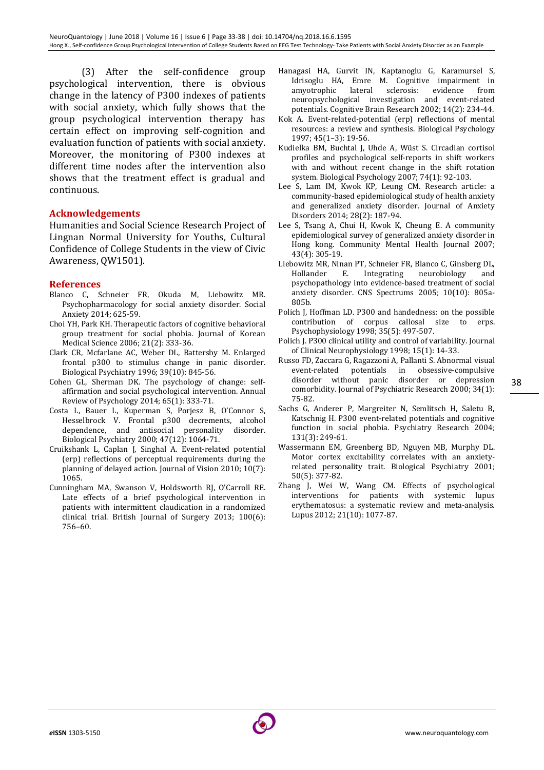(3) After the self-confidence group psychological intervention, there is obvious change in the latency of P300 indexes of patients with social anxiety, which fully shows that the group psychological intervention therapy has certain effect on improving self-cognition and evaluation function of patients with social anxiety. Moreover, the monitoring of P300 indexes at different time nodes after the intervention also shows that the treatment effect is gradual and continuous.

## Acknowledgements

Humanities and Social Science Research Project of Lingnan Normal University for Youths, Cultural Confidence of College Students in the view of Civic Awareness, QW1501).

## References

Blanco C, Schneier FR, Okuda M, Liebowitz MR. Psychopharmacology for social anxiety disorder. Social Anxiety 2014; 625-59.

Choi YH, Park KH. Therapeutic factors of cognitive behavioral group treatment for social phobia. Journal of Korean Medical Science 2006; 21(2): 333-36.

Clark CR, Mcfarlane AC, Weber DL, Battersby M. Enlarged frontal p300 to stimulus change in panic disorder. Biological Psychiatry 1996; 39(10): 845-56.

Cohen GL, Sherman DK. The psychology of change: self-affirmation and social psychological intervention. Annual Review of Psychology 2014; 65(1): 333-71.

Costa L, Bauer L, Kuperman S, Porjesz B, O'Connor S, Hesselbrock V. Frontal p300 decrements, alcohol dependence, and antisocial personality disorder. Biological Psychiatry 2000; 47(12): 1064-71.

Cruikshank L, Caplan J, Singhal A. Event-related potential (erp) reflections of perceptual requirements during the planning of delayed action. Journal of Vision 2010; 10(7): 1065.

Cunningham MA, Swanson V, Holdsworth RJ, O'Carroll RE. Late effects of a brief psychological intervention in patients with intermittent claudication in a randomized clinical trial. British Journal of Surgery 2013; 100(6): 756–60.

Hanagasi HA, Gurvit IN, Kaptanoglu G, Karamursel S, Idrisoglu HA, Emre M. Cognitive impairment in amyotrophic lateral sclerosis: evidence from neuropsychological investigation and event-related potentials. Cognitive Brain Research 2002; 14(2): 234-44.

Kok A. Event-related-potential (erp) reflections of mental resources: a review and synthesis. Biological Psychology 1997; 45(1–3): 19-56.

Kudielka BM, Buchtal J, Uhde A, Wüst S. Circadian cortisol profiles and psychological self-reports in shift workers with and without recent change in the shift rotation system. Biological Psychology 2007; 74(1): 92-103.

Lee S, Lam IM, Kwok KP, Leung CM. Research article: a community-based epidemiological study of health anxiety and generalized anxiety disorder. Journal of Anxiety Disorders 2014; 28(2): 187-94.

Lee S, Tsang A, Chui H, Kwok K, Cheung E. A community epidemiological survey of generalized anxiety disorder in Hong kong. Community Mental Health Journal 2007; 43(4): 305-19.

Liebowitz MR, Ninan PT, Schneier FR, Blanco C, Ginsberg DL, Hollander E. Integrating neurobiology and psychopathology into evidence-based treatment of social anxiety disorder. CNS Spectrums 2005; 10(10): 805a-805b.

Polich J, Hoffman LD. P300 and handedness: on the possible contribution of corpus callosal size to erps. Psychophysiology 1998; 35(5): 497-507.

Polich J. P300 clinical utility and control of variability. Journal of Clinical Neurophysiology 1998; 15(1): 14-33.

Russo FD, Zaccara G, Ragazzoni A, Pallanti S. Abnormal visual event-related potentials in obsessive-compulsive disorder without panic disorder or depression comorbidity. Journal of Psychiatric Research 2000; 34(1): 75-82.

Sachs G, Anderer P, Margreiter N, Semlitsch H, Saletu B, Katschnig H. P300 event-related potentials and cognitive function in social phobia. Psychiatry Research 2004; 131(3): 249-61.

Wassermann EM, Greenberg BD, Nguyen MB, Murphy DL. Motor cortex excitability correlates with an anxiety-related personality trait. Biological Psychiatry 2001; 50(5): 377-82.

Zhang J, Wei W, Wang CM. Effects of psychological interventions for patients with systemic lupus erythematosus: a systematic review and meta-analysis. Lupus 2012; 21(10): 1077-87.